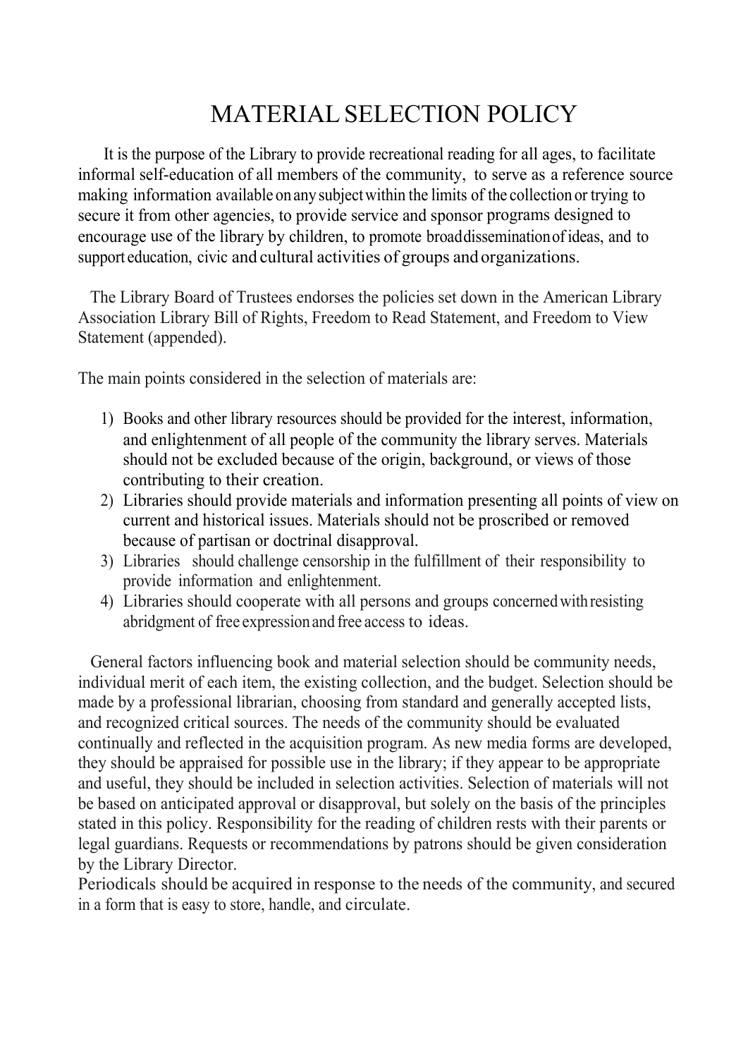# MATERIAL SELECTION POLICY

It is the purpose of the Library to provide recreational reading for all ages, to facilitate informal self-education of all members of the community, to serve as a reference source making information available on any subject within the limits of the collection or trying to secure it from other agencies, to provide service and sponsor programs designed to encourage use of the library by children, to promote broad dissemination of ideas, and to support education, civic and cultural activities of groups and organizations.

The Library Board of Trustees endorses the policies set down in the American Library Association Library Bill of Rights, Freedom to Read Statement, and Freedom to View Statement (appended).

The main points considered in the selection of materials are:

1) Books and other library resources should be provided for the interest, information, and enlightenment of all people of the community the library serves. Materials should not be excluded because of the origin, background, or views of those contributing to their creation.
2) Libraries should provide materials and information presenting all points of view on current and historical issues. Materials should not be proscribed or removed because of partisan or doctrinal disapproval.
3) Libraries should challenge censorship in the fulfillment of their responsibility to provide information and enlightenment.
4) Libraries should cooperate with all persons and groups concerned with resisting abridgment of free expression and free access to ideas.

General factors influencing book and material selection should be community needs, individual merit of each item, the existing collection, and the budget. Selection should be made by a professional librarian, choosing from standard and generally accepted lists, and recognized critical sources. The needs of the community should be evaluated continually and reflected in the acquisition program. As new media forms are developed, they should be appraised for possible use in the library; if they appear to be appropriate and useful, they should be included in selection activities. Selection of materials will not be based on anticipated approval or disapproval, but solely on the basis of the principles stated in this policy. Responsibility for the reading of children rests with their parents or legal guardians. Requests or recommendations by patrons should be given consideration by the Library Director.

Periodicals should be acquired in response to the needs of the community, and secured in a form that is easy to store, handle, and circulate.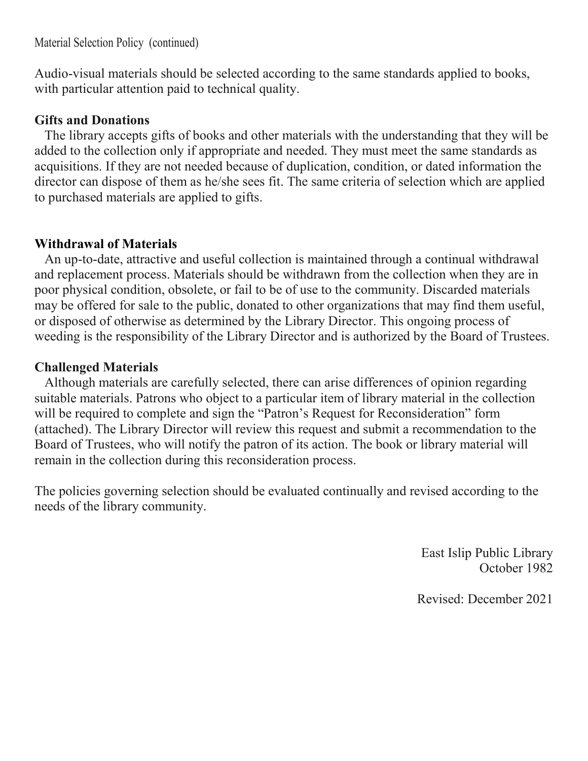Material Selection Policy (continued)

Audio-visual materials should be selected according to the same standards applied to books, with particular attention paid to technical quality.

**Gifts and Donations**

The library accepts gifts of books and other materials with the understanding that they will be added to the collection only if appropriate and needed. They must meet the same standards as acquisitions. If they are not needed because of duplication, condition, or dated information the director can dispose of them as he/she sees fit. The same criteria of selection which are applied to purchased materials are applied to gifts.

**Withdrawal of Materials**

An up-to-date, attractive and useful collection is maintained through a continual withdrawal and replacement process. Materials should be withdrawn from the collection when they are in poor physical condition, obsolete, or fail to be of use to the community. Discarded materials may be offered for sale to the public, donated to other organizations that may find them useful, or disposed of otherwise as determined by the Library Director. This ongoing process of weeding is the responsibility of the Library Director and is authorized by the Board of Trustees.

**Challenged Materials**

Although materials are carefully selected, there can arise differences of opinion regarding suitable materials. Patrons who object to a particular item of library material in the collection will be required to complete and sign the "Patron's Request for Reconsideration" form (attached). The Library Director will review this request and submit a recommendation to the Board of Trustees, who will notify the patron of its action. The book or library material will remain in the collection during this reconsideration process.

The policies governing selection should be evaluated continually and revised according to the needs of the library community.

East Islip Public Library
October 1982

Revised: December 2021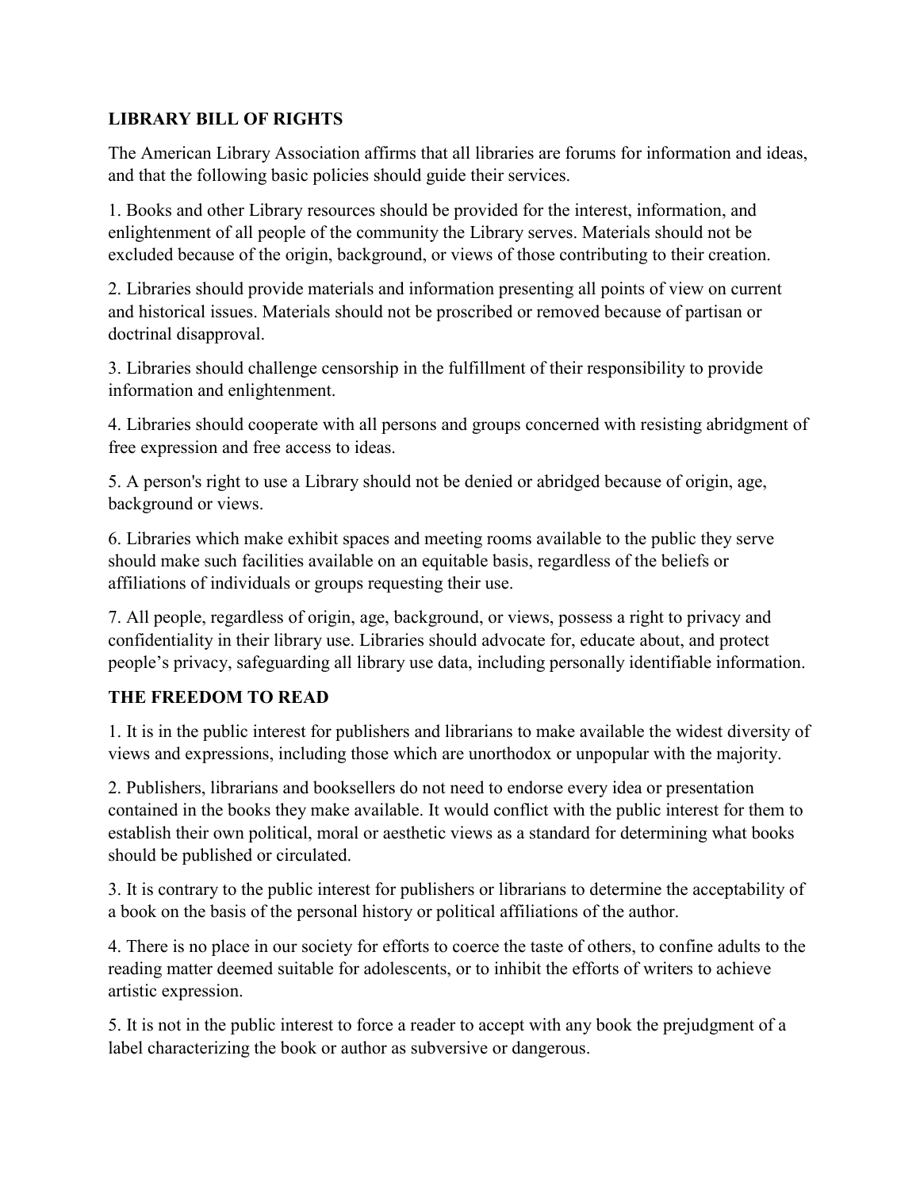## LIBRARY BILL OF RIGHTS

The American Library Association affirms that all libraries are forums for information and ideas, and that the following basic policies should guide their services.

1. Books and other Library resources should be provided for the interest, information, and enlightenment of all people of the community the Library serves. Materials should not be excluded because of the origin, background, or views of those contributing to their creation.

2. Libraries should provide materials and information presenting all points of view on current and historical issues. Materials should not be proscribed or removed because of partisan or doctrinal disapproval.

3. Libraries should challenge censorship in the fulfillment of their responsibility to provide information and enlightenment.

4. Libraries should cooperate with all persons and groups concerned with resisting abridgment of free expression and free access to ideas.

5. A person's right to use a Library should not be denied or abridged because of origin, age, background or views.

6. Libraries which make exhibit spaces and meeting rooms available to the public they serve should make such facilities available on an equitable basis, regardless of the beliefs or affiliations of individuals or groups requesting their use.

7. All people, regardless of origin, age, background, or views, possess a right to privacy and confidentiality in their library use. Libraries should advocate for, educate about, and protect people's privacy, safeguarding all library use data, including personally identifiable information.

## THE FREEDOM TO READ

1. It is in the public interest for publishers and librarians to make available the widest diversity of views and expressions, including those which are unorthodox or unpopular with the majority.

2. Publishers, librarians and booksellers do not need to endorse every idea or presentation contained in the books they make available. It would conflict with the public interest for them to establish their own political, moral or aesthetic views as a standard for determining what books should be published or circulated.

3. It is contrary to the public interest for publishers or librarians to determine the acceptability of a book on the basis of the personal history or political affiliations of the author.

4. There is no place in our society for efforts to coerce the taste of others, to confine adults to the reading matter deemed suitable for adolescents, or to inhibit the efforts of writers to achieve artistic expression.

5. It is not in the public interest to force a reader to accept with any book the prejudgment of a label characterizing the book or author as subversive or dangerous.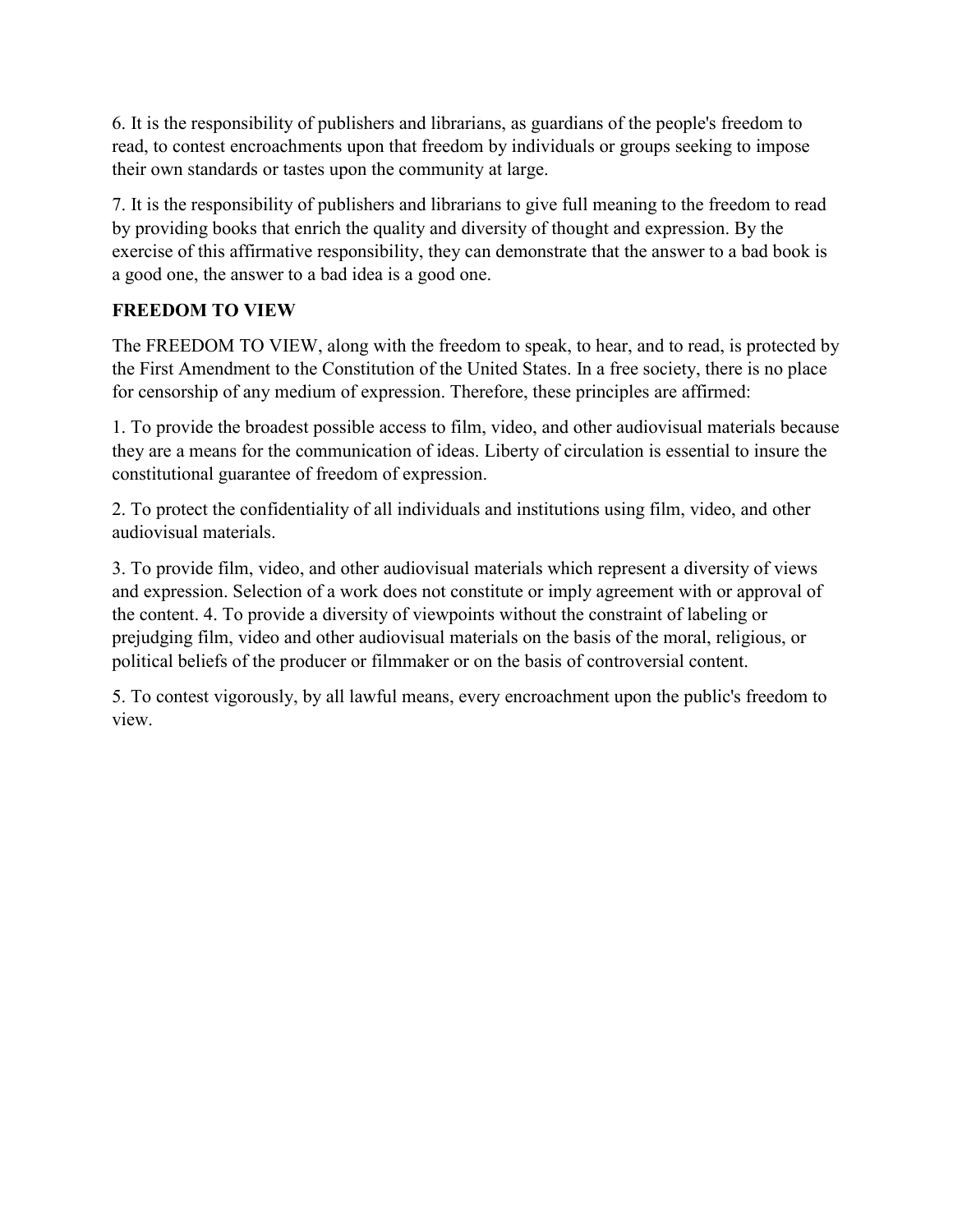6. It is the responsibility of publishers and librarians, as guardians of the people's freedom to read, to contest encroachments upon that freedom by individuals or groups seeking to impose their own standards or tastes upon the community at large.

7. It is the responsibility of publishers and librarians to give full meaning to the freedom to read by providing books that enrich the quality and diversity of thought and expression. By the exercise of this affirmative responsibility, they can demonstrate that the answer to a bad book is a good one, the answer to a bad idea is a good one.

**FREEDOM TO VIEW**

The FREEDOM TO VIEW, along with the freedom to speak, to hear, and to read, is protected by the First Amendment to the Constitution of the United States. In a free society, there is no place for censorship of any medium of expression. Therefore, these principles are affirmed:

1. To provide the broadest possible access to film, video, and other audiovisual materials because they are a means for the communication of ideas. Liberty of circulation is essential to insure the constitutional guarantee of freedom of expression.

2. To protect the confidentiality of all individuals and institutions using film, video, and other audiovisual materials.

3. To provide film, video, and other audiovisual materials which represent a diversity of views and expression. Selection of a work does not constitute or imply agreement with or approval of the content. 4. To provide a diversity of viewpoints without the constraint of labeling or prejudging film, video and other audiovisual materials on the basis of the moral, religious, or political beliefs of the producer or filmmaker or on the basis of controversial content.

5. To contest vigorously, by all lawful means, every encroachment upon the public's freedom to view.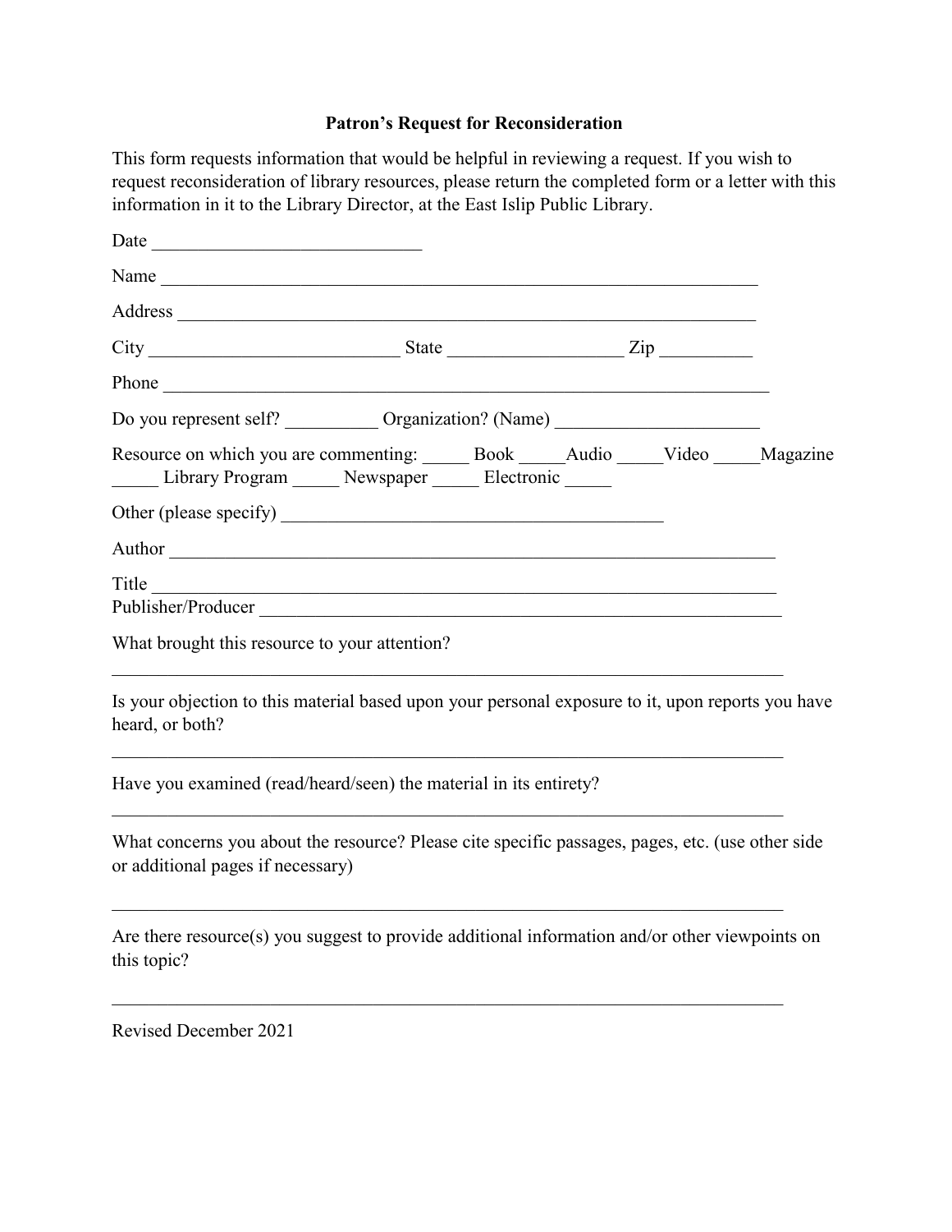**Patron's Request for Reconsideration**

This form requests information that would be helpful in reviewing a request. If you wish to request reconsideration of library resources, please return the completed form or a letter with this information in it to the Library Director, at the East Islip Public Library.

Date _____________________________

Name ____________________________________________________________________

Address __________________________________________________________________

City ___________________________ State ___________________ Zip __________

Phone ____________________________________________________________________

Do you represent self? __________ Organization? (Name) _____________________

Resource on which you are commenting: _____ Book _____Audio _____Video _____Magazine _____ Library Program _____ Newspaper _____ Electronic _____

Other (please specify) __________________________________________

Author ___________________________________________________________________

Title ____________________________________________________________________
Publisher/Producer _______________________________________________________

What brought this resource to your attention?

___________________________________________________________________________

Is your objection to this material based upon your personal exposure to it, upon reports you have heard, or both?

___________________________________________________________________________

Have you examined (read/heard/seen) the material in its entirety?

___________________________________________________________________________

What concerns you about the resource? Please cite specific passages, pages, etc. (use other side or additional pages if necessary)

___________________________________________________________________________

Are there resource(s) you suggest to provide additional information and/or other viewpoints on this topic?

___________________________________________________________________________

Revised December 2021